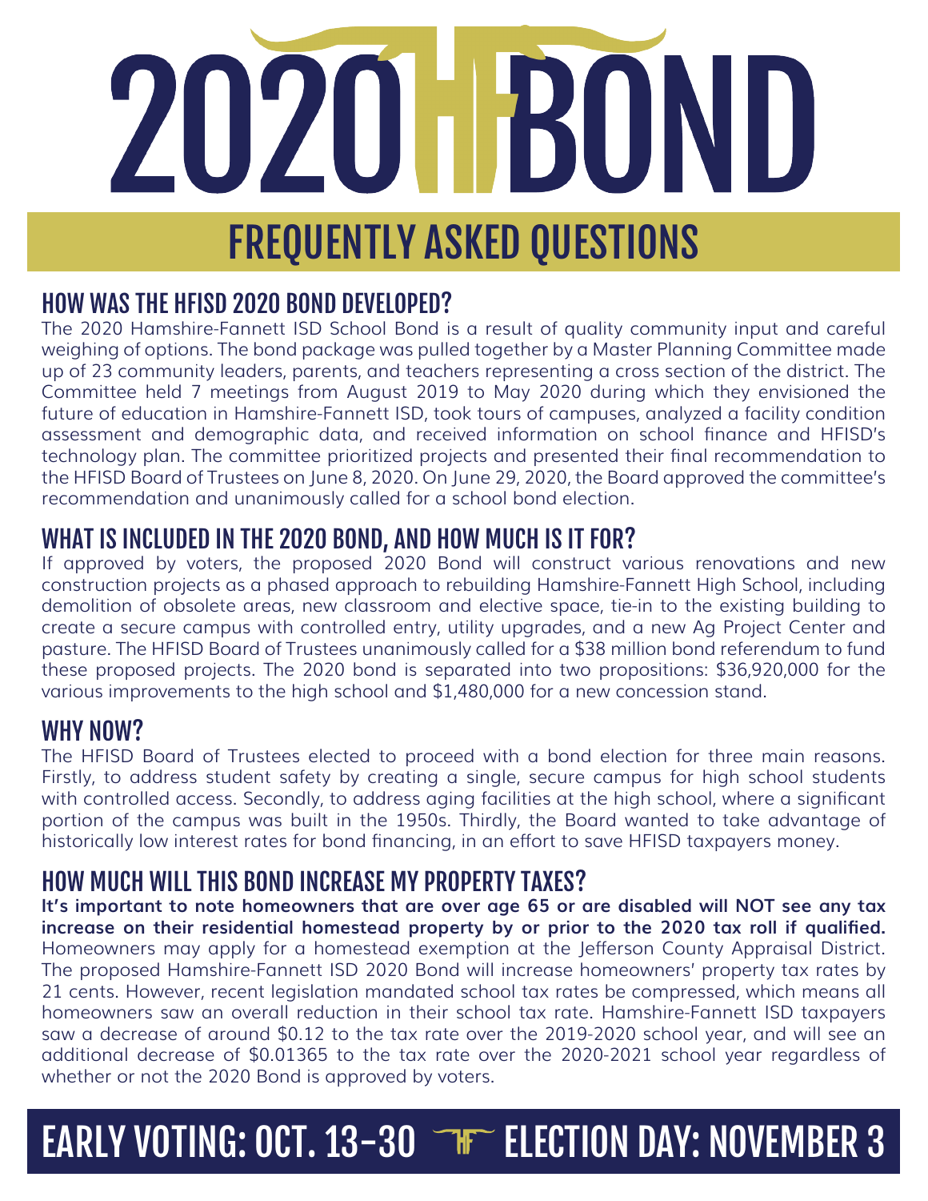# 2020 HF BOND

## FREQUENTLY ASKED QUESTIONS

### HOW WAS THE HFISD 2020 BOND DEVELOPED?

The 2020 Hamshire-Fannett ISD School Bond is a result of quality community input and careful weighing of options. The bond package was pulled together by a Master Planning Committee made up of 23 community leaders, parents, and teachers representing a cross section of the district. The Committee held 7 meetings from August 2019 to May 2020 during which they envisioned the future of education in Hamshire-Fannett ISD, took tours of campuses, analyzed a facility condition assessment and demographic data, and received information on school finance and HFISD's technology plan. The committee prioritized projects and presented their final recommendation to the HFISD Board of Trustees on June 8, 2020. On June 29, 2020, the Board approved the committee's recommendation and unanimously called for a school bond election.

### WHAT IS INCLUDED IN THE 2020 BOND, AND HOW MUCH IS IT FOR?

If approved by voters, the proposed 2020 Bond will construct various renovations and new construction projects as a phased approach to rebuilding Hamshire-Fannett High School, including demolition of obsolete areas, new classroom and elective space, tie-in to the existing building to create a secure campus with controlled entry, utility upgrades, and a new Ag Project Center and pasture. The HFISD Board of Trustees unanimously called for a $38 million bond referendum to fund these proposed projects. The 2020 bond is separated into two propositions: $36,920,000 for the various improvements to the high school and $1,480,000 for a new concession stand.

### WHY NOW?

The HFISD Board of Trustees elected to proceed with a bond election for three main reasons. Firstly, to address student safety by creating a single, secure campus for high school students with controlled access. Secondly, to address aging facilities at the high school, where a significant portion of the campus was built in the 1950s. Thirdly, the Board wanted to take advantage of historically low interest rates for bond financing, in an effort to save HFISD taxpayers money.

### HOW MUCH WILL THIS BOND INCREASE MY PROPERTY TAXES?

**It's important to note homeowners that are over age 65 or are disabled will NOT see any tax increase on their residential homestead property by or prior to the 2020 tax roll if qualified.** Homeowners may apply for a homestead exemption at the Jefferson County Appraisal District. The proposed Hamshire-Fannett ISD 2020 Bond will increase homeowners' property tax rates by 21 cents. However, recent legislation mandated school tax rates be compressed, which means all homeowners saw an overall reduction in their school tax rate. Hamshire-Fannett ISD taxpayers saw a decrease of around $0.12 to the tax rate over the 2019-2020 school year, and will see an additional decrease of $0.01365 to the tax rate over the 2020-2021 school year regardless of whether or not the 2020 Bond is approved by voters.

**EARLY VOTING: OCT. 13-30 — ELECTION DAY: NOVEMBER 3**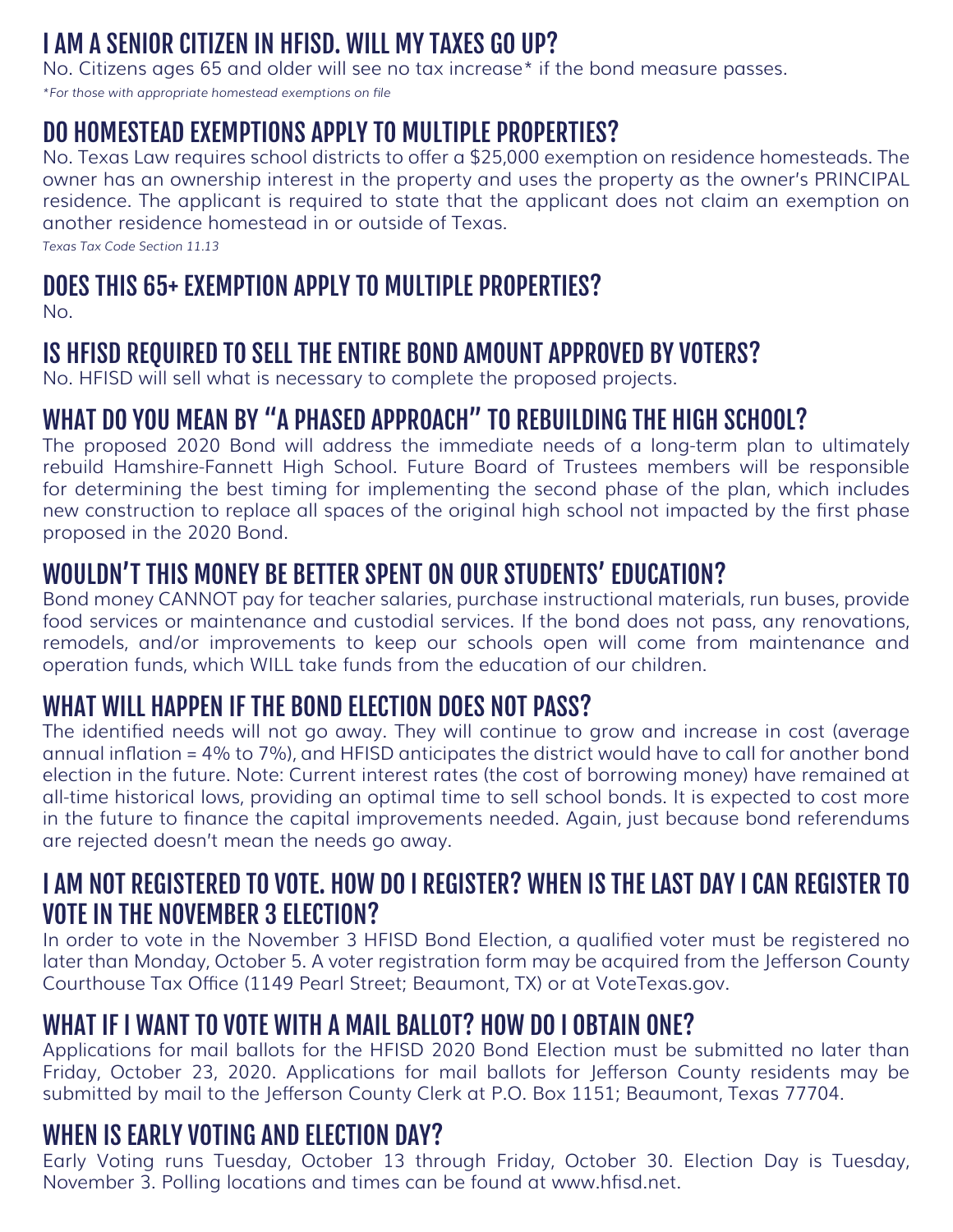## I AM A SENIOR CITIZEN IN HFISD. WILL MY TAXES GO UP?

No. Citizens ages 65 and older will see no tax increase* if the bond measure passes.

*\*For those with appropriate homestead exemptions on file*

## DO HOMESTEAD EXEMPTIONS APPLY TO MULTIPLE PROPERTIES?

No. Texas Law requires school districts to offer a $25,000 exemption on residence homesteads. The owner has an ownership interest in the property and uses the property as the owner's PRINCIPAL residence. The applicant is required to state that the applicant does not claim an exemption on another residence homestead in or outside of Texas.

*Texas Tax Code Section 11.13*

## DOES THIS 65+ EXEMPTION APPLY TO MULTIPLE PROPERTIES?

No.

## IS HFISD REQUIRED TO SELL THE ENTIRE BOND AMOUNT APPROVED BY VOTERS?

No. HFISD will sell what is necessary to complete the proposed projects.

## WHAT DO YOU MEAN BY "A PHASED APPROACH" TO REBUILDING THE HIGH SCHOOL?

The proposed 2020 Bond will address the immediate needs of a long-term plan to ultimately rebuild Hamshire-Fannett High School. Future Board of Trustees members will be responsible for determining the best timing for implementing the second phase of the plan, which includes new construction to replace all spaces of the original high school not impacted by the first phase proposed in the 2020 Bond.

## WOULDN'T THIS MONEY BE BETTER SPENT ON OUR STUDENTS' EDUCATION?

Bond money CANNOT pay for teacher salaries, purchase instructional materials, run buses, provide food services or maintenance and custodial services. If the bond does not pass, any renovations, remodels, and/or improvements to keep our schools open will come from maintenance and operation funds, which WILL take funds from the education of our children.

## WHAT WILL HAPPEN IF THE BOND ELECTION DOES NOT PASS?

The identified needs will not go away. They will continue to grow and increase in cost (average annual inflation = 4% to 7%), and HFISD anticipates the district would have to call for another bond election in the future. Note: Current interest rates (the cost of borrowing money) have remained at all-time historical lows, providing an optimal time to sell school bonds. It is expected to cost more in the future to finance the capital improvements needed. Again, just because bond referendums are rejected doesn't mean the needs go away.

## I AM NOT REGISTERED TO VOTE. HOW DO I REGISTER? WHEN IS THE LAST DAY I CAN REGISTER TO VOTE IN THE NOVEMBER 3 ELECTION?

In order to vote in the November 3 HFISD Bond Election, a qualified voter must be registered no later than Monday, October 5. A voter registration form may be acquired from the Jefferson County Courthouse Tax Office (1149 Pearl Street; Beaumont, TX) or at VoteTexas.gov.

## WHAT IF I WANT TO VOTE WITH A MAIL BALLOT? HOW DO I OBTAIN ONE?

Applications for mail ballots for the HFISD 2020 Bond Election must be submitted no later than Friday, October 23, 2020. Applications for mail ballots for Jefferson County residents may be submitted by mail to the Jefferson County Clerk at P.O. Box 1151; Beaumont, Texas 77704.

## WHEN IS EARLY VOTING AND ELECTION DAY?

Early Voting runs Tuesday, October 13 through Friday, October 30. Election Day is Tuesday, November 3. Polling locations and times can be found at www.hfisd.net.